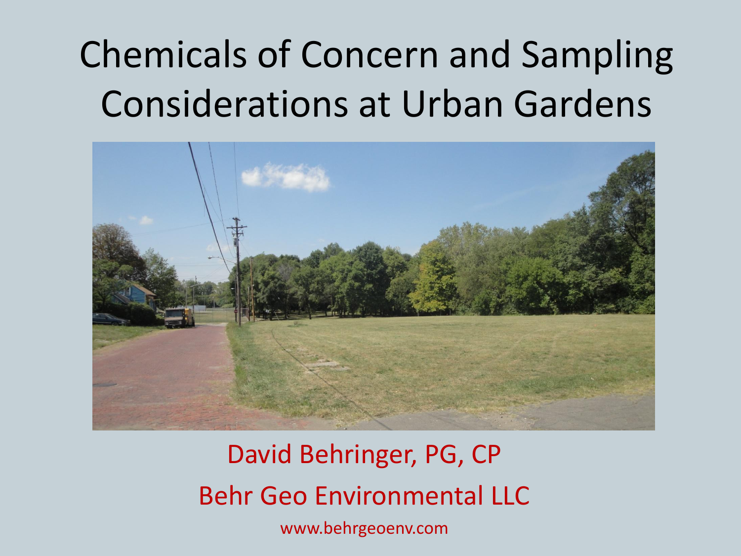# Chemicals of Concern and Sampling Considerations at Urban Gardens

David Behringer, PG, CP

Behr Geo Environmental LLC

www.behrgeoenv.com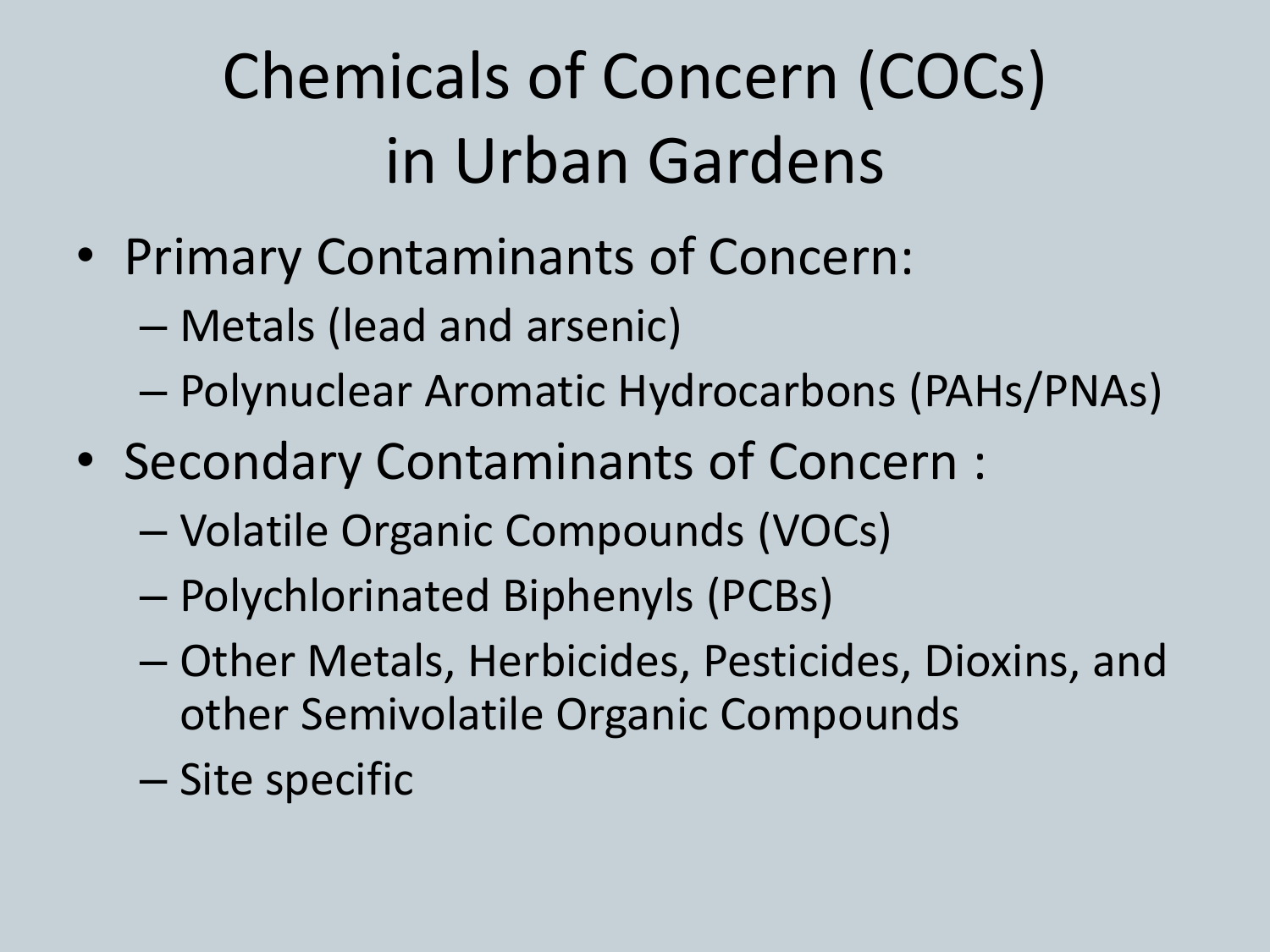# Chemicals of Concern (COCs) in Urban Gardens

- Primary Contaminants of Concern:
  - Metals (lead and arsenic)
  - Polynuclear Aromatic Hydrocarbons (PAHs/PNAs)
- Secondary Contaminants of Concern :
  - Volatile Organic Compounds (VOCs)
  - Polychlorinated Biphenyls (PCBs)
  - Other Metals, Herbicides, Pesticides, Dioxins, and other Semivolatile Organic Compounds
  - Site specific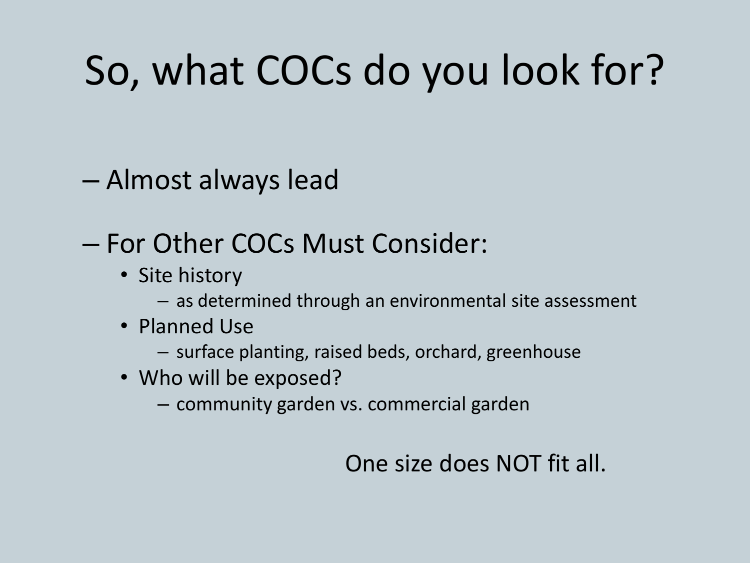# So, what COCs do you look for?

- Almost always lead

- For Other COCs Must Consider:
  - Site history
    - as determined through an environmental site assessment
  - Planned Use
    - surface planting, raised beds, orchard, greenhouse
  - Who will be exposed?
    - community garden vs. commercial garden

One size does NOT fit all.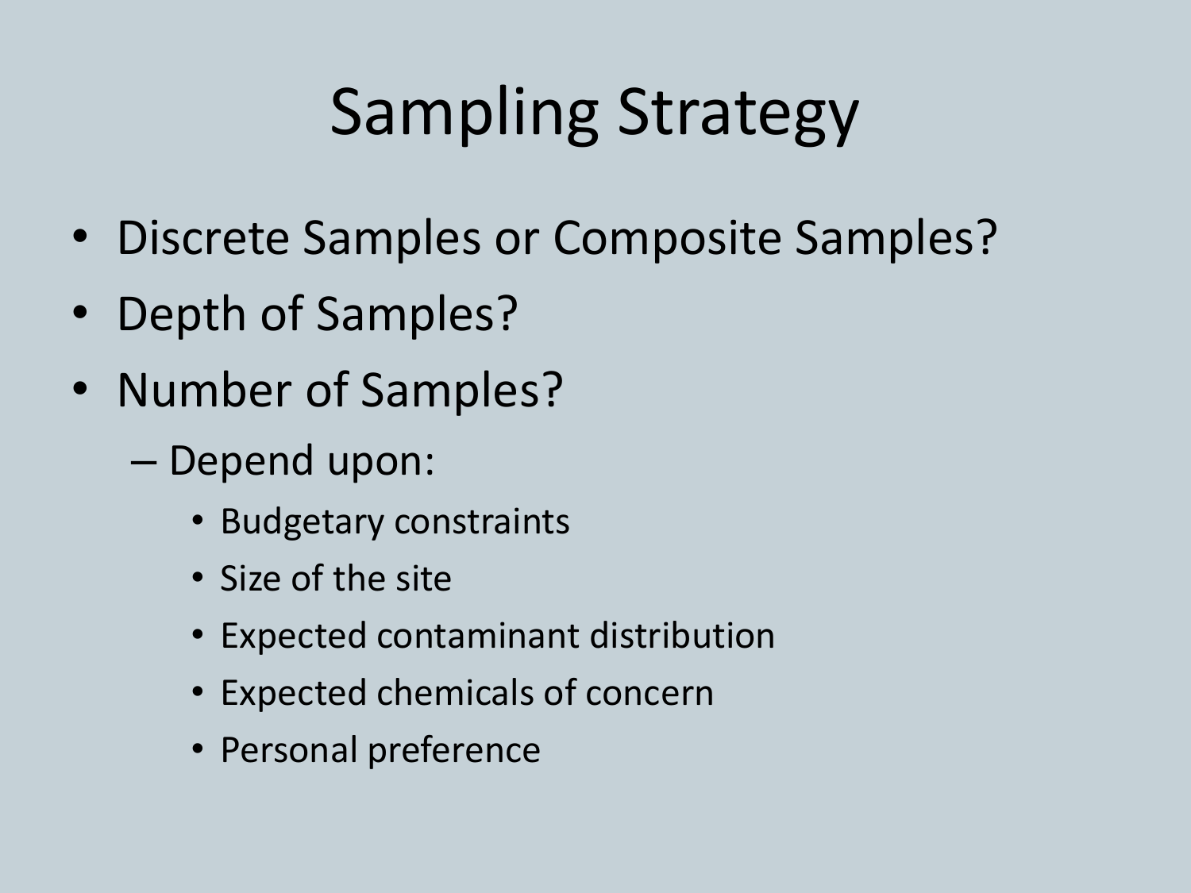# Sampling Strategy

- Discrete Samples or Composite Samples?
- Depth of Samples?
- Number of Samples?
  - Depend upon:
    - Budgetary constraints
    - Size of the site
    - Expected contaminant distribution
    - Expected chemicals of concern
    - Personal preference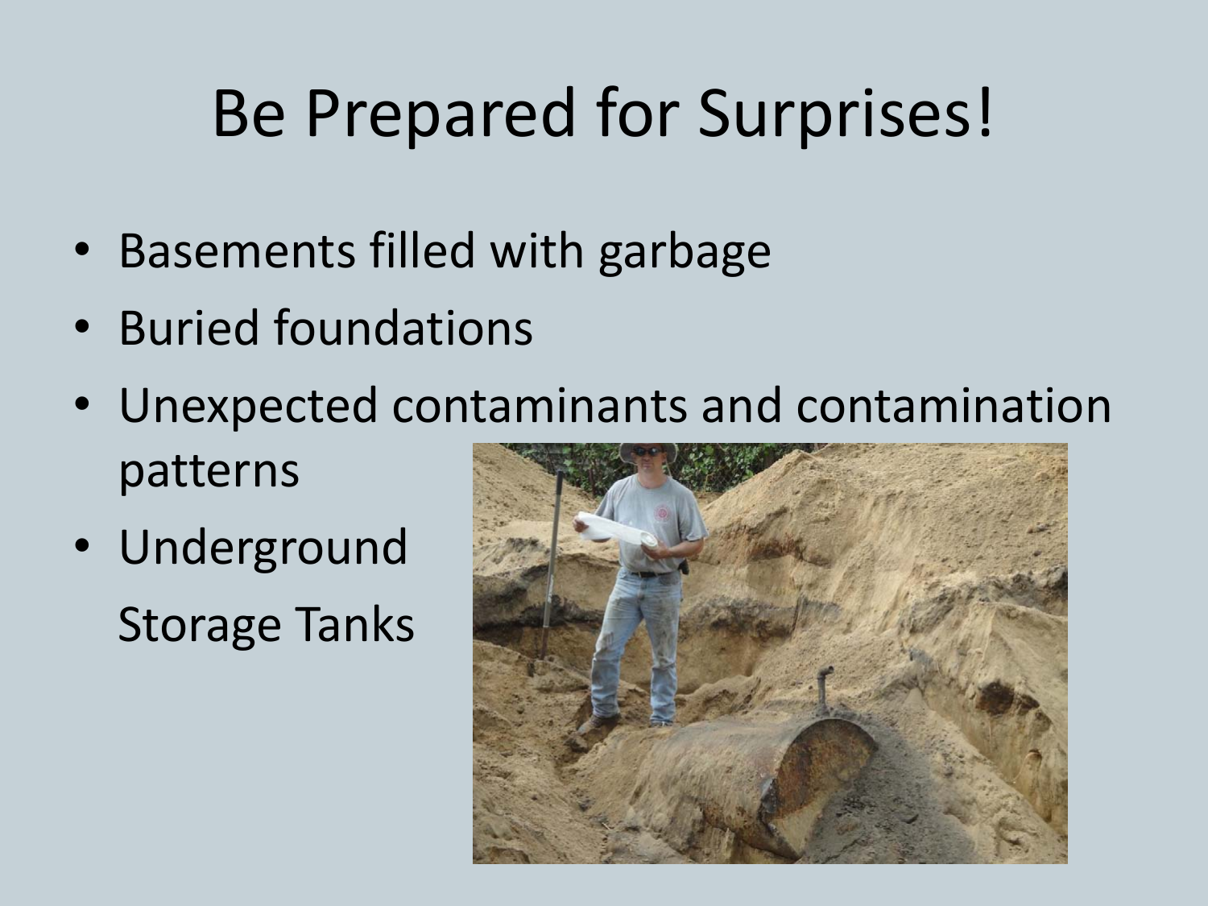# Be Prepared for Surprises!

- Basements filled with garbage
- Buried foundations
- Unexpected contaminants and contamination patterns
- Underground Storage Tanks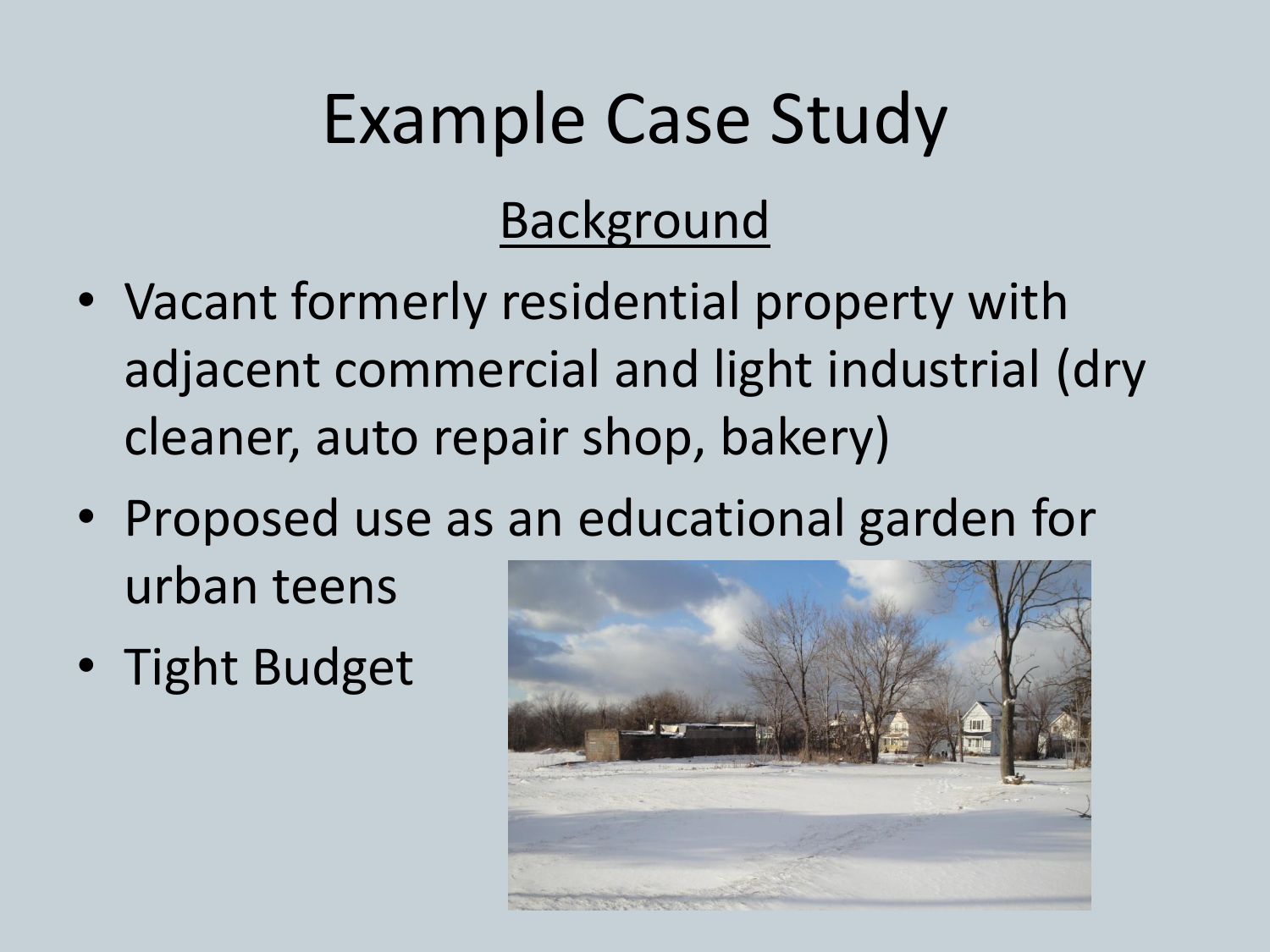# Example Case Study

## Background

- Vacant formerly residential property with adjacent commercial and light industrial (dry cleaner, auto repair shop, bakery)
- Proposed use as an educational garden for urban teens
- Tight Budget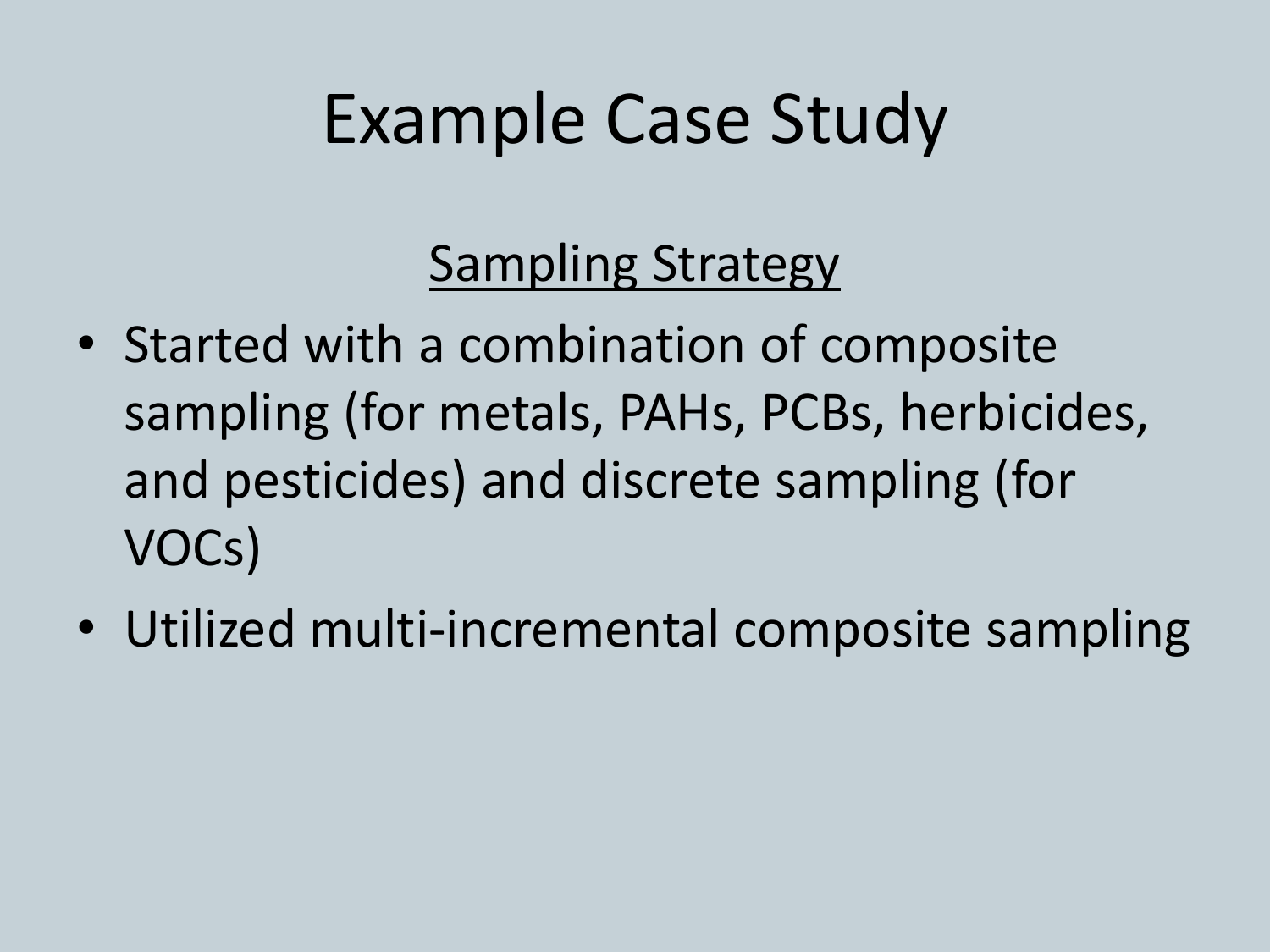# Example Case Study

## Sampling Strategy

- Started with a combination of composite sampling (for metals, PAHs, PCBs, herbicides, and pesticides) and discrete sampling (for VOCs)
- Utilized multi-incremental composite sampling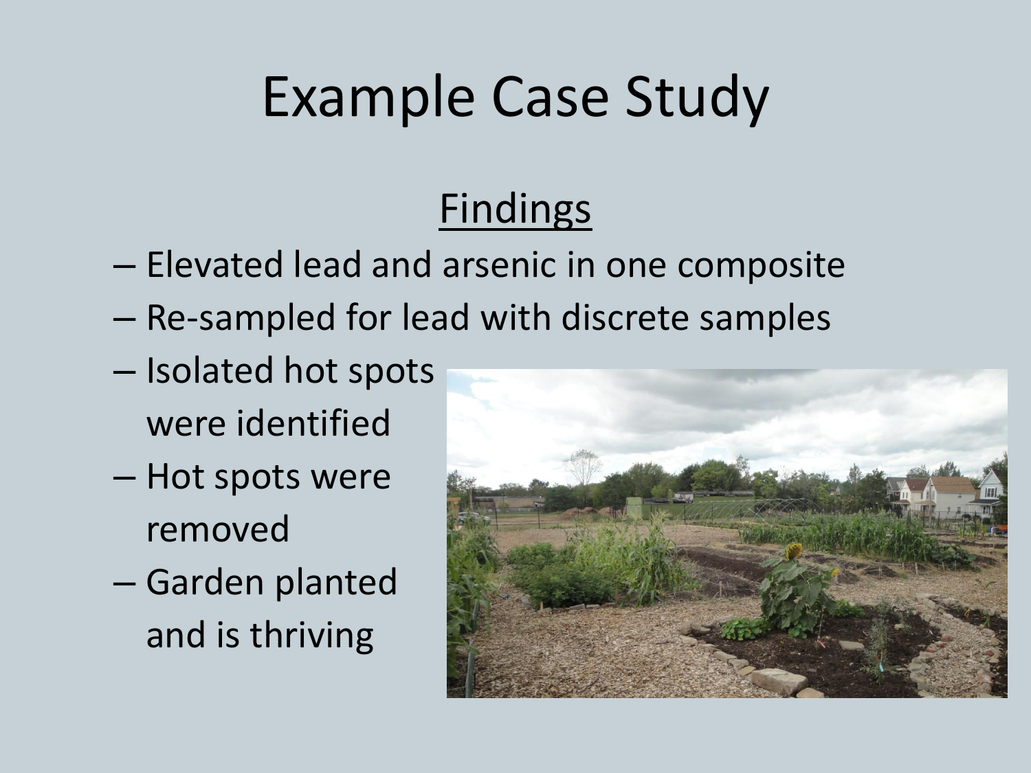# Example Case Study

## Findings

- Elevated lead and arsenic in one composite
- Re-sampled for lead with discrete samples
- Isolated hot spots were identified
- Hot spots were removed
- Garden planted and is thriving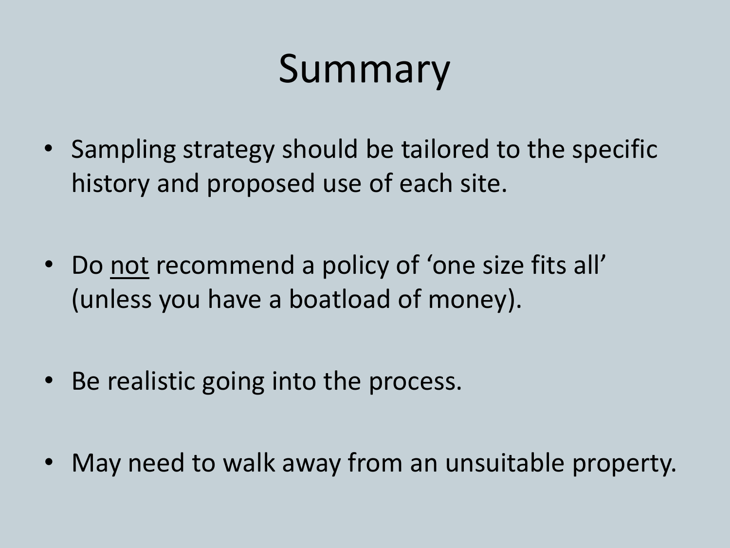# Summary

- Sampling strategy should be tailored to the specific history and proposed use of each site.
- Do <u>not</u> recommend a policy of ‘one size fits all’ (unless you have a boatload of money).
- Be realistic going into the process.
- May need to walk away from an unsuitable property.